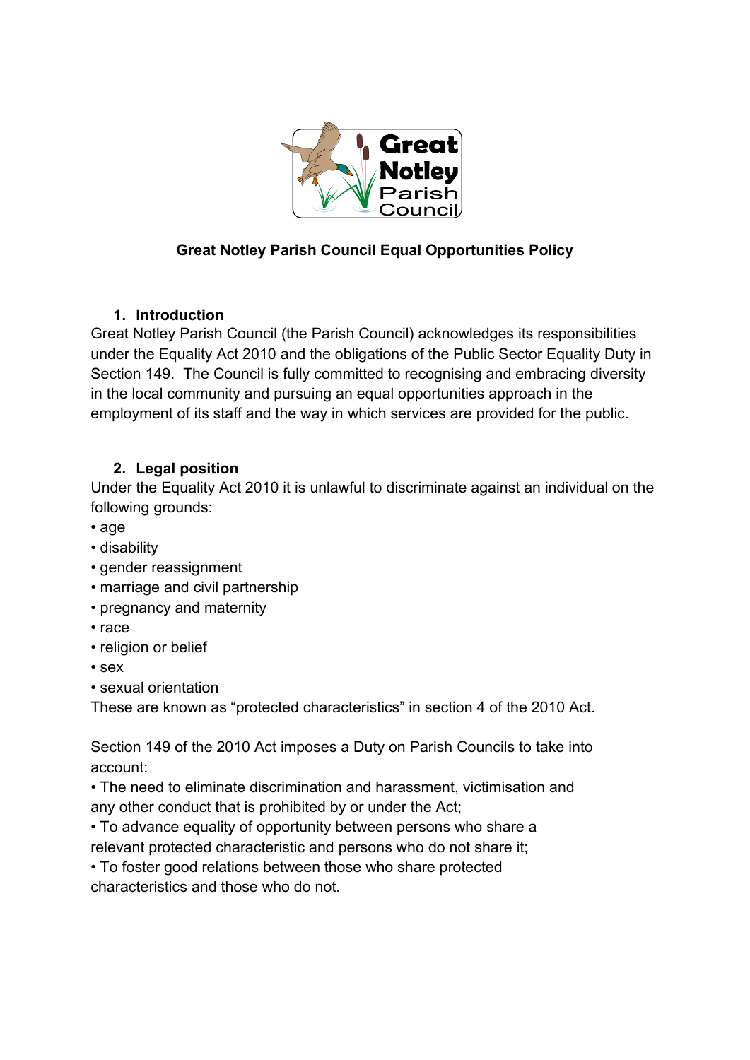# Great Notley Parish Council Equal Opportunities Policy

## 1. Introduction

Great Notley Parish Council (the Parish Council) acknowledges its responsibilities under the Equality Act 2010 and the obligations of the Public Sector Equality Duty in Section 149. The Council is fully committed to recognising and embracing diversity in the local community and pursuing an equal opportunities approach in the employment of its staff and the way in which services are provided for the public.

## 2. Legal position

Under the Equality Act 2010 it is unlawful to discriminate against an individual on the following grounds:

- age
- disability
- gender reassignment
- marriage and civil partnership
- pregnancy and maternity
- race
- religion or belief
- sex
- sexual orientation

These are known as "protected characteristics" in section 4 of the 2010 Act.

Section 149 of the 2010 Act imposes a Duty on Parish Councils to take into account:

- The need to eliminate discrimination and harassment, victimisation and any other conduct that is prohibited by or under the Act;
- To advance equality of opportunity between persons who share a relevant protected characteristic and persons who do not share it;
- To foster good relations between those who share protected characteristics and those who do not.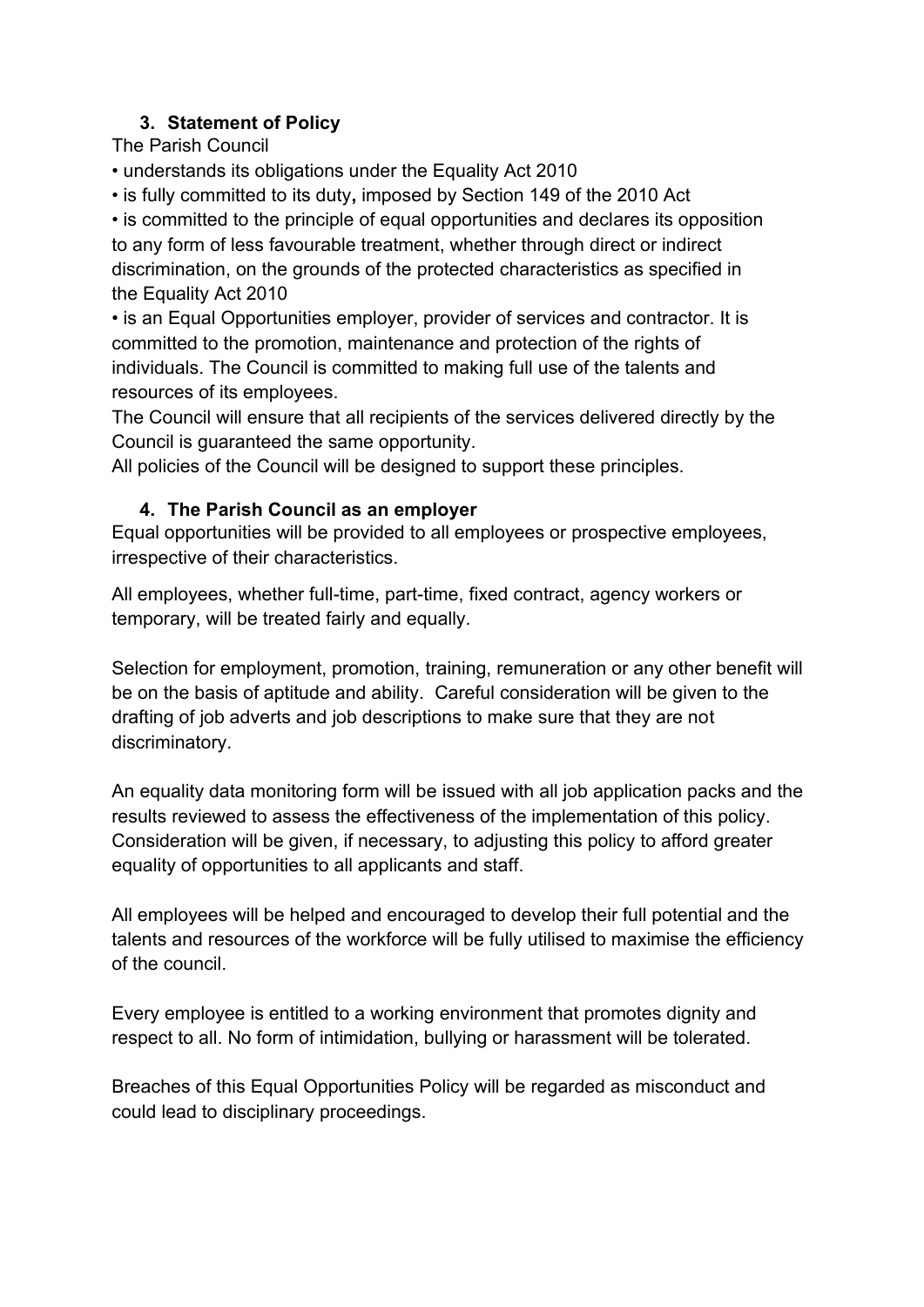## 3. Statement of Policy

The Parish Council

- understands its obligations under the Equality Act 2010
- is fully committed to its duty**,** imposed by Section 149 of the 2010 Act
- is committed to the principle of equal opportunities and declares its opposition to any form of less favourable treatment, whether through direct or indirect discrimination, on the grounds of the protected characteristics as specified in the Equality Act 2010
- is an Equal Opportunities employer, provider of services and contractor. It is committed to the promotion, maintenance and protection of the rights of individuals. The Council is committed to making full use of the talents and resources of its employees.

The Council will ensure that all recipients of the services delivered directly by the Council is guaranteed the same opportunity.

All policies of the Council will be designed to support these principles.

## 4. The Parish Council as an employer

Equal opportunities will be provided to all employees or prospective employees, irrespective of their characteristics.

All employees, whether full-time, part-time, fixed contract, agency workers or temporary, will be treated fairly and equally.

Selection for employment, promotion, training, remuneration or any other benefit will be on the basis of aptitude and ability. Careful consideration will be given to the drafting of job adverts and job descriptions to make sure that they are not discriminatory.

An equality data monitoring form will be issued with all job application packs and the results reviewed to assess the effectiveness of the implementation of this policy. Consideration will be given, if necessary, to adjusting this policy to afford greater equality of opportunities to all applicants and staff.

All employees will be helped and encouraged to develop their full potential and the talents and resources of the workforce will be fully utilised to maximise the efficiency of the council.

Every employee is entitled to a working environment that promotes dignity and respect to all. No form of intimidation, bullying or harassment will be tolerated.

Breaches of this Equal Opportunities Policy will be regarded as misconduct and could lead to disciplinary proceedings.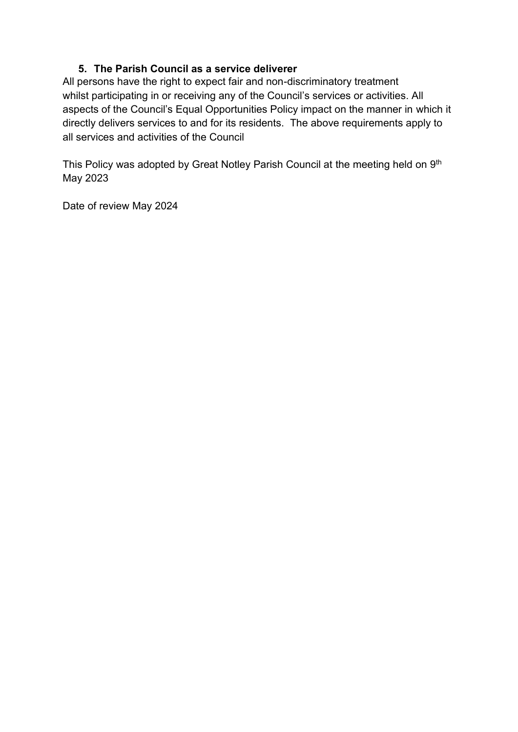### 5. The Parish Council as a service deliverer

All persons have the right to expect fair and non-discriminatory treatment whilst participating in or receiving any of the Council's services or activities. All aspects of the Council's Equal Opportunities Policy impact on the manner in which it directly delivers services to and for its residents. The above requirements apply to all services and activities of the Council

This Policy was adopted by Great Notley Parish Council at the meeting held on 9th May 2023

Date of review May 2024